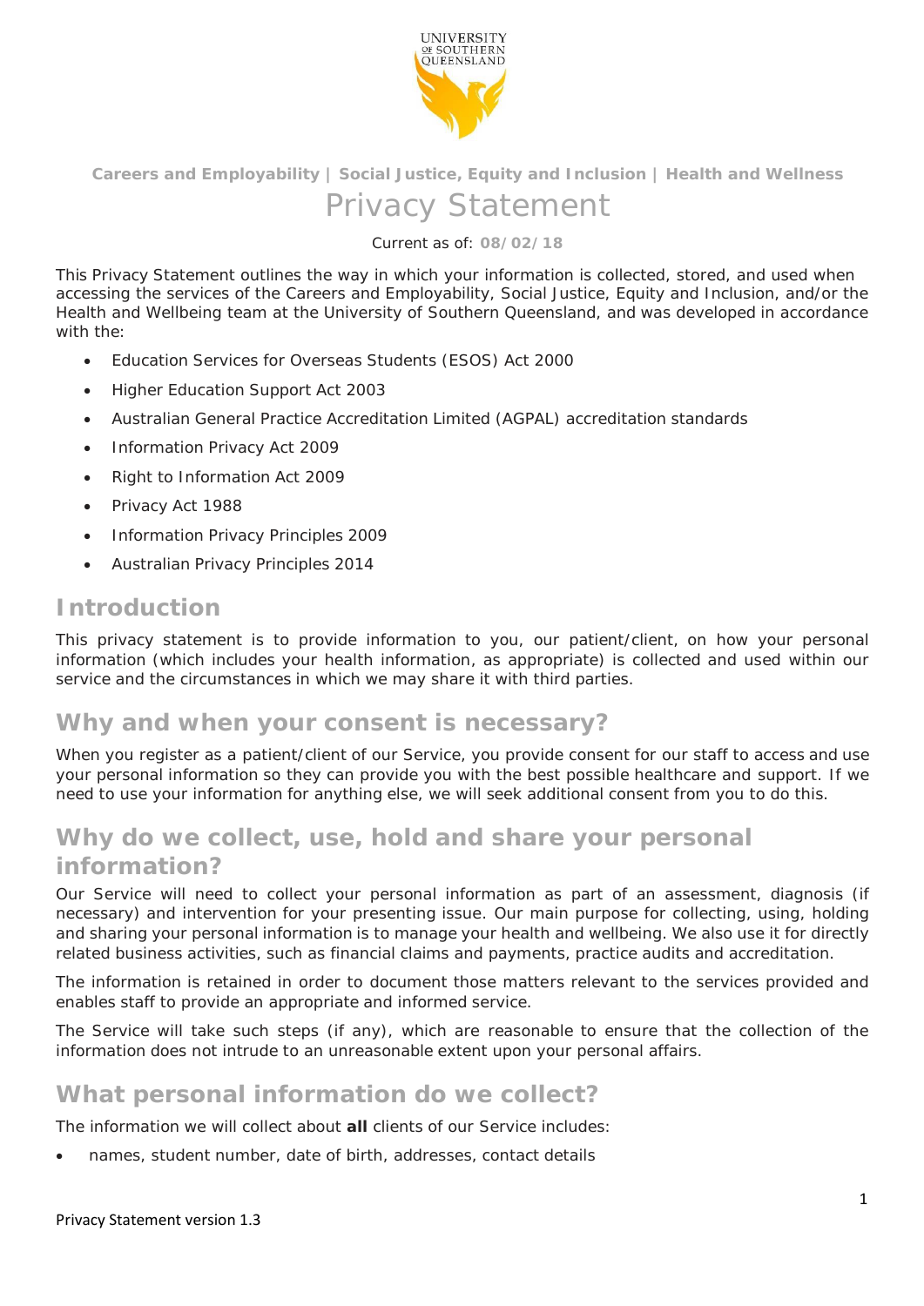UNIVERSITY OF SOUTHERN QUEENSLAND

**Careers and Employability | Social Justice, Equity and Inclusion | Health and Wellness**

# Privacy Statement

Current as of: **08/02/18**

This Privacy Statement outlines the way in which your information is collected, stored, and used when accessing the services of the Careers and Employability, Social Justice, Equity and Inclusion, and/or the Health and Wellbeing team at the University of Southern Queensland, and was developed in accordance with the:

- Education Services for Overseas Students (ESOS) Act 2000
- Higher Education Support Act 2003
- Australian General Practice Accreditation Limited (AGPAL) accreditation standards
- Information Privacy Act 2009
- Right to Information Act 2009
- Privacy Act 1988
- Information Privacy Principles 2009
- Australian Privacy Principles 2014

## Introduction

This privacy statement is to provide information to you, our patient/client, on how your personal information (which includes your health information, as appropriate) is collected and used within our service and the circumstances in which we may share it with third parties.

## Why and when your consent is necessary?

When you register as a patient/client of our Service, you provide consent for our staff to access and use your personal information so they can provide you with the best possible healthcare and support. If we need to use your information for anything else, we will seek additional consent from you to do this.

## Why do we collect, use, hold and share your personal information?

Our Service will need to collect your personal information as part of an assessment, diagnosis (if necessary) and intervention for your presenting issue. Our main purpose for collecting, using, holding and sharing your personal information is to manage your health and wellbeing. We also use it for directly related business activities, such as financial claims and payments, practice audits and accreditation.

The information is retained in order to document those matters relevant to the services provided and enables staff to provide an appropriate and informed service.

The Service will take such steps (if any), which are reasonable to ensure that the collection of the information does not intrude to an unreasonable extent upon your personal affairs.

## What personal information do we collect?

The information we will collect about **all** clients of our Service includes:

- names, student number, date of birth, addresses, contact details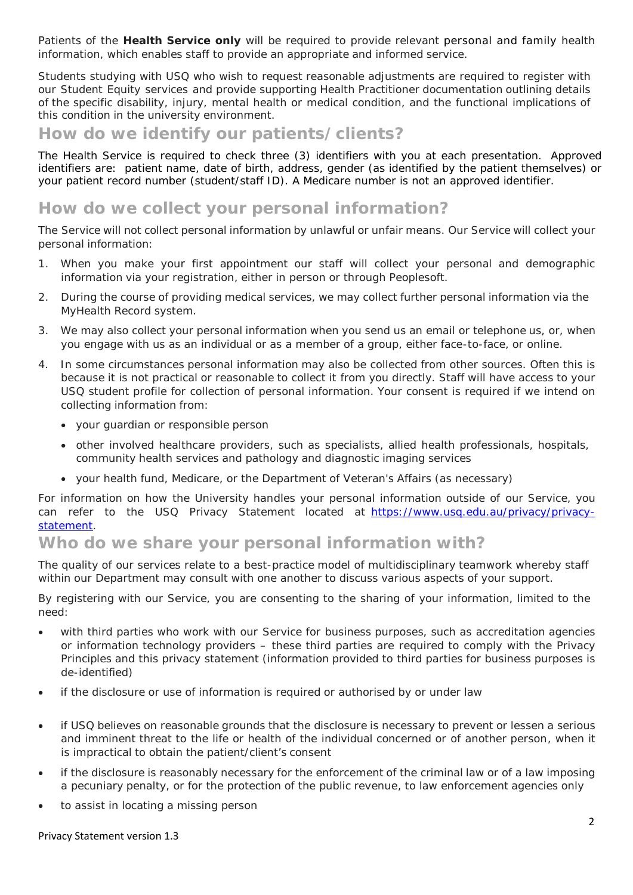Patients of the **Health Service only** will be required to provide relevant personal and family health information, which enables staff to provide an appropriate and informed service.

Students studying with USQ who wish to request reasonable adjustments are required to register with our Student Equity services and provide supporting Health Practitioner documentation outlining details of the specific disability, injury, mental health or medical condition, and the functional implications of this condition in the university environment.

## How do we identify our patients/clients?

The Health Service is required to check three (3) identifiers with you at each presentation. Approved identifiers are: patient name, date of birth, address, gender (as identified by the patient themselves) or your patient record number (student/staff ID). A Medicare number is not an approved identifier.

## How do we collect your personal information?

The Service will not collect personal information by unlawful or unfair means. Our Service will collect your personal information:

1. When you make your first appointment our staff will collect your personal and demographic information via your registration, either in person or through Peoplesoft.
2. During the course of providing medical services, we may collect further personal information via the MyHealth Record system.
3. We may also collect your personal information when you send us an email or telephone us, or, when you engage with us as an individual or as a member of a group, either face-to-face, or online.
4. In some circumstances personal information may also be collected from other sources. Often this is because it is not practical or reasonable to collect it from you directly. Staff will have access to your USQ student profile for collection of personal information. Your consent is required if we intend on collecting information from:
   - your guardian or responsible person
   - other involved healthcare providers, such as specialists, allied health professionals, hospitals, community health services and pathology and diagnostic imaging services
   - your health fund, Medicare, or the Department of Veteran's Affairs (as necessary)

For information on how the University handles your personal information outside of our Service, you can refer to the USQ Privacy Statement located at [https://www.usq.edu.au/privacy/privacy-statement](https://www.usq.edu.au/privacy/privacy-statement).

## Who do we share your personal information with?

The quality of our services relate to a best-practice model of multidisciplinary teamwork whereby staff within our Department may consult with one another to discuss various aspects of your support.

By registering with our Service, you are consenting to the sharing of your information, limited to the need:

- with third parties who work with our Service for business purposes, such as accreditation agencies or information technology providers – these third parties are required to comply with the Privacy Principles and this privacy statement (information provided to third parties for business purposes is de-identified)
- if the disclosure or use of information is required or authorised by or under law
- if USQ believes on reasonable grounds that the disclosure is necessary to prevent or lessen a serious and imminent threat to the life or health of the individual concerned or of another person, when it is impractical to obtain the patient/client's consent
- if the disclosure is reasonably necessary for the enforcement of the criminal law or of a law imposing a pecuniary penalty, or for the protection of the public revenue, to law enforcement agencies only
- to assist in locating a missing person

Privacy Statement version 1.3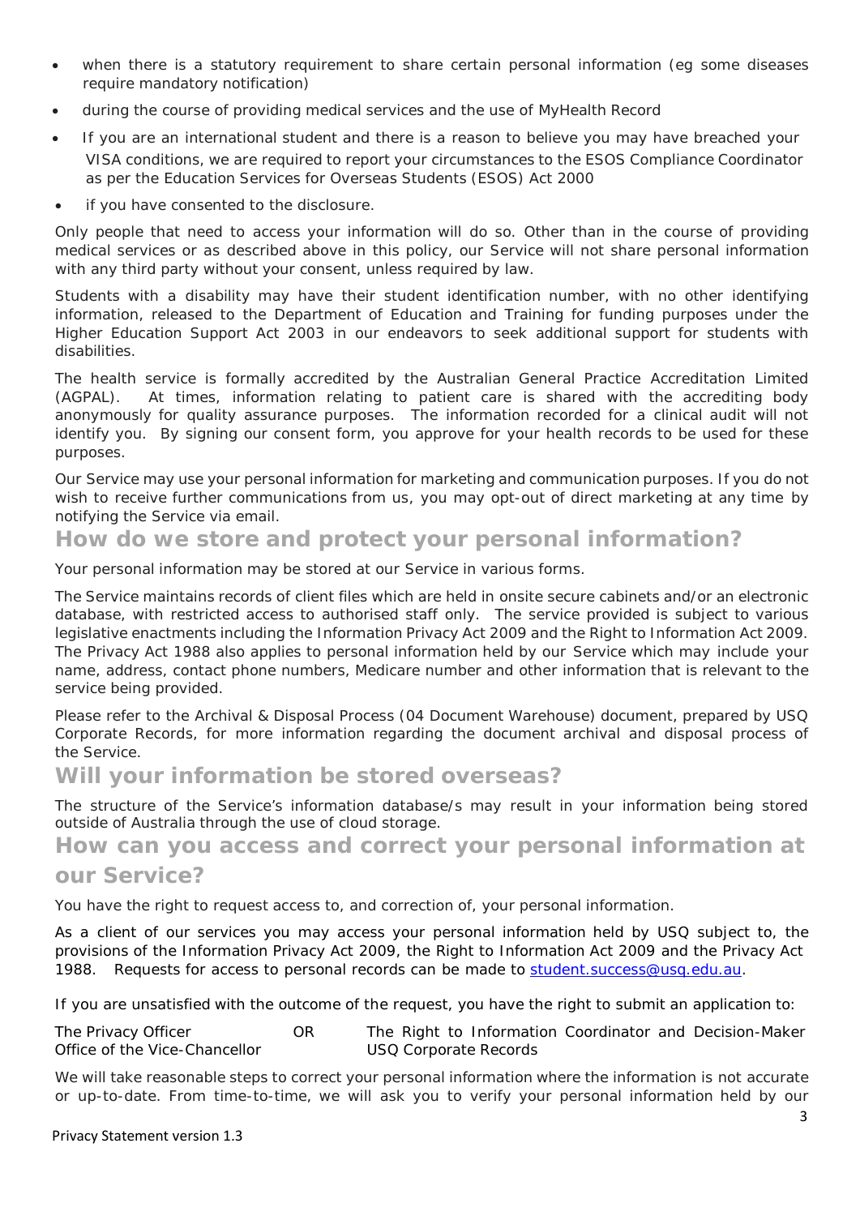- when there is a statutory requirement to share certain personal information (eg some diseases require mandatory notification)
- during the course of providing medical services and the use of MyHealth Record
- If you are an international student and there is a reason to believe you may have breached your VISA conditions, we are required to report your circumstances to the ESOS Compliance Coordinator as per the Education Services for Overseas Students (ESOS) Act 2000
- if you have consented to the disclosure.

Only people that need to access your information will do so. Other than in the course of providing medical services or as described above in this policy, our Service will not share personal information with any third party without your consent, unless required by law.

Students with a disability may have their student identification number, with no other identifying information, released to the Department of Education and Training for funding purposes under the Higher Education Support Act 2003 in our endeavors to seek additional support for students with disabilities.

The health service is formally accredited by the Australian General Practice Accreditation Limited (AGPAL). At times, information relating to patient care is shared with the accrediting body anonymously for quality assurance purposes. The information recorded for a clinical audit will not identify you. By signing our consent form, you approve for your health records to be used for these purposes.

Our Service may use your personal information for marketing and communication purposes. If you do not wish to receive further communications from us, you may opt-out of direct marketing at any time by notifying the Service via email.

## How do we store and protect your personal information?

Your personal information may be stored at our Service in various forms.

The Service maintains records of client files which are held in onsite secure cabinets and/or an electronic database, with restricted access to authorised staff only. The service provided is subject to various legislative enactments including the Information Privacy Act 2009 and the Right to Information Act 2009. The Privacy Act 1988 also applies to personal information held by our Service which may include your name, address, contact phone numbers, Medicare number and other information that is relevant to the service being provided.

Please refer to the Archival & Disposal Process (04 Document Warehouse) document, prepared by USQ Corporate Records, for more information regarding the document archival and disposal process of the Service.

## Will your information be stored overseas?

The structure of the Service's information database/s may result in your information being stored outside of Australia through the use of cloud storage.

## How can you access and correct your personal information at our Service?

You have the right to request access to, and correction of, your personal information.

As a client of our services you may access your personal information held by USQ subject to, the provisions of the Information Privacy Act 2009, the Right to Information Act 2009 and the Privacy Act 1988. Requests for access to personal records can be made to student.success@usq.edu.au.

If you are unsatisfied with the outcome of the request, you have the right to submit an application to:

The Privacy Officer
Office of the Vice-Chancellor

OR

The Right to Information Coordinator and Decision-Maker
USQ Corporate Records

We will take reasonable steps to correct your personal information where the information is not accurate or up-to-date. From time-to-time, we will ask you to verify your personal information held by our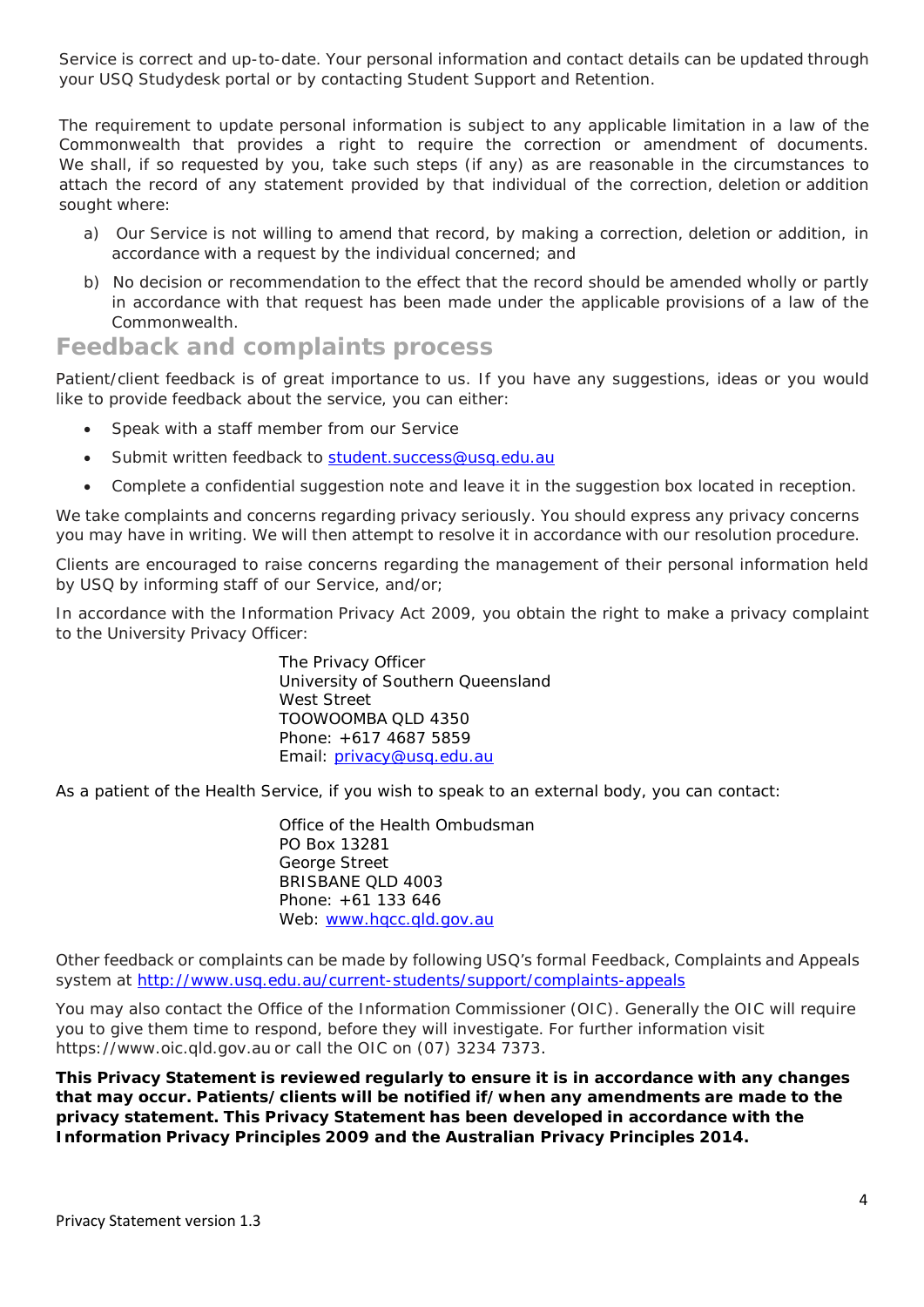Service is correct and up-to-date. Your personal information and contact details can be updated through your USQ Studydesk portal or by contacting Student Support and Retention.

The requirement to update personal information is subject to any applicable limitation in a law of the Commonwealth that provides a right to require the correction or amendment of documents. We shall, if so requested by you, take such steps (if any) as are reasonable in the circumstances to attach the record of any statement provided by that individual of the correction, deletion or addition sought where:

a) Our Service is not willing to amend that record, by making a correction, deletion or addition, in accordance with a request by the individual concerned; and
b) No decision or recommendation to the effect that the record should be amended wholly or partly in accordance with that request has been made under the applicable provisions of a law of the Commonwealth.

## Feedback and complaints process

Patient/client feedback is of great importance to us. If you have any suggestions, ideas or you would like to provide feedback about the service, you can either:

- Speak with a staff member from our Service
- Submit written feedback to student.success@usq.edu.au
- Complete a confidential suggestion note and leave it in the suggestion box located in reception.

We take complaints and concerns regarding privacy seriously. You should express any privacy concerns you may have in writing. We will then attempt to resolve it in accordance with our resolution procedure.

Clients are encouraged to raise concerns regarding the management of their personal information held by USQ by informing staff of our Service, and/or;

In accordance with the Information Privacy Act 2009, you obtain the right to make a privacy complaint to the University Privacy Officer:

The Privacy Officer
University of Southern Queensland
West Street
TOOWOOMBA QLD 4350
Phone: +617 4687 5859
Email: privacy@usq.edu.au

As a patient of the Health Service, if you wish to speak to an external body, you can contact:

Office of the Health Ombudsman
PO Box 13281
George Street
BRISBANE QLD 4003
Phone: +61 133 646
Web: www.hqcc.qld.gov.au

Other feedback or complaints can be made by following USQ's formal Feedback, Complaints and Appeals system at http://www.usq.edu.au/current-students/support/complaints-appeals

You may also contact the Office of the Information Commissioner (OIC). Generally the OIC will require you to give them time to respond, before they will investigate. For further information visit https://www.oic.qld.gov.au or call the OIC on (07) 3234 7373.

**This Privacy Statement is reviewed regularly to ensure it is in accordance with any changes that may occur. Patients/clients will be notified if/when any amendments are made to the privacy statement. This Privacy Statement has been developed in accordance with the Information Privacy Principles 2009 and the Australian Privacy Principles 2014.**

Privacy Statement version 1.3